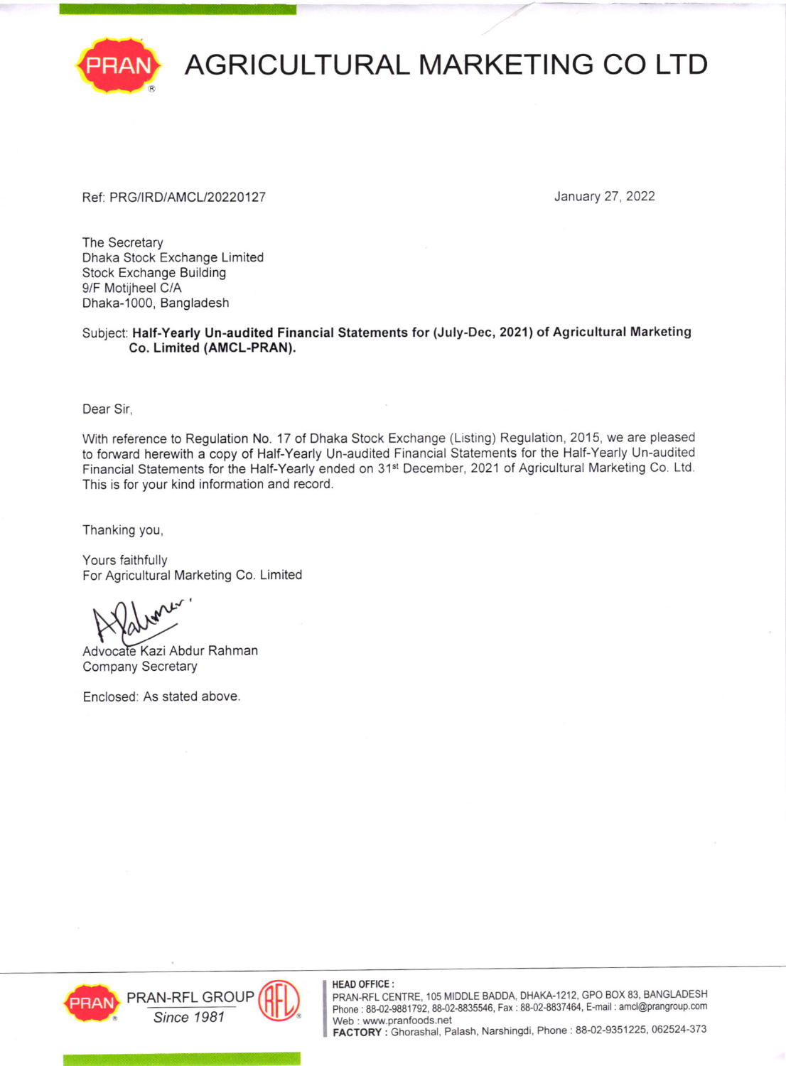# AGRICULTURAL MARKETING CO LTD

Ref: PRG/IRD/AMCL/20220127

January 27, 2022

The Secretary
Dhaka Stock Exchange Limited
Stock Exchange Building
9/F Motijheel C/A
Dhaka-1000, Bangladesh

Subject: **Half-Yearly Un-audited Financial Statements for (July-Dec, 2021) of Agricultural Marketing Co. Limited (AMCL-PRAN).**

Dear Sir,

With reference to Regulation No. 17 of Dhaka Stock Exchange (Listing) Regulation, 2015, we are pleased to forward herewith a copy of Half-Yearly Un-audited Financial Statements for the Half-Yearly Un-audited Financial Statements for the Half-Yearly ended on 31st December, 2021 of Agricultural Marketing Co. Ltd. This is for your kind information and record.

Thanking you,

Yours faithfully
For Agricultural Marketing Co. Limited

Advocate Kazi Abdur Rahman
Company Secretary

Enclosed: As stated above.

PRAN-RFL GROUP
*Since 1981*

**HEAD OFFICE :**
PRAN-RFL CENTRE, 105 MIDDLE BADDA, DHAKA-1212, GPO BOX 83, BANGLADESH
Phone : 88-02-9881792, 88-02-8835546, Fax : 88-02-8837464, E-mail : amcl@prangroup.com
Web : www.pranfoods.net
**FACTORY :** Ghorashal, Palash, Narshingdi, Phone : 88-02-9351225, 062524-373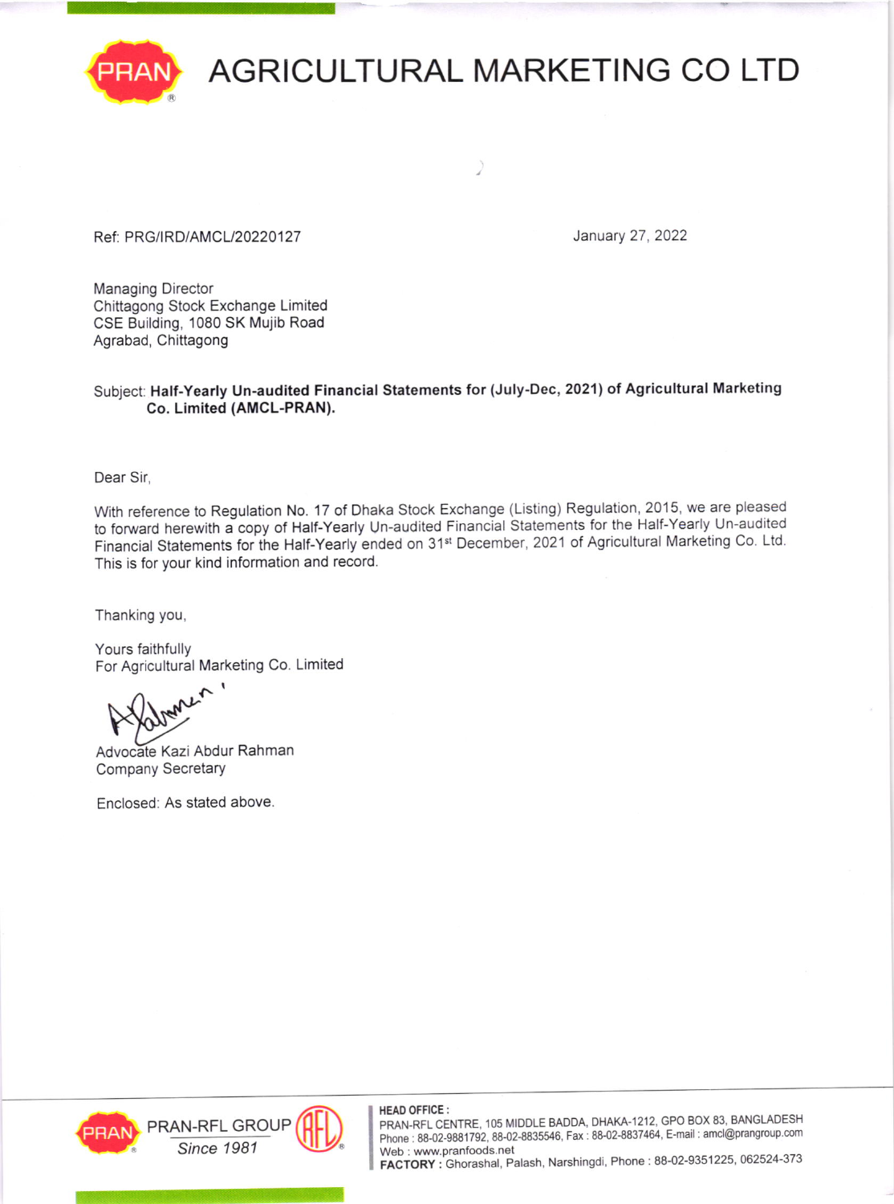# AGRICULTURAL MARKETING CO LTD

Ref: PRG/IRD/AMCL/20220127

January 27, 2022

Managing Director
Chittagong Stock Exchange Limited
CSE Building, 1080 SK Mujib Road
Agrabad, Chittagong

Subject: **Half-Yearly Un-audited Financial Statements for (July-Dec, 2021) of Agricultural Marketing Co. Limited (AMCL-PRAN).**

Dear Sir,

With reference to Regulation No. 17 of Dhaka Stock Exchange (Listing) Regulation, 2015, we are pleased to forward herewith a copy of Half-Yearly Un-audited Financial Statements for the Half-Yearly Un-audited Financial Statements for the Half-Yearly ended on 31st December, 2021 of Agricultural Marketing Co. Ltd. This is for your kind information and record.

Thanking you,

Yours faithfully
For Agricultural Marketing Co. Limited

Advocate Kazi Abdur Rahman
Company Secretary

Enclosed: As stated above.

PRAN-RFL GROUP
*Since 1981*

**HEAD OFFICE :**
PRAN-RFL CENTRE, 105 MIDDLE BADDA, DHAKA-1212, GPO BOX 83, BANGLADESH
Phone : 88-02-9881792, 88-02-8835546, Fax : 88-02-8837464, E-mail : amcl@prangroup.com
Web : www.pranfoods.net
**FACTORY :** Ghorashal, Palash, Narshingdi, Phone : 88-02-9351225, 062524-373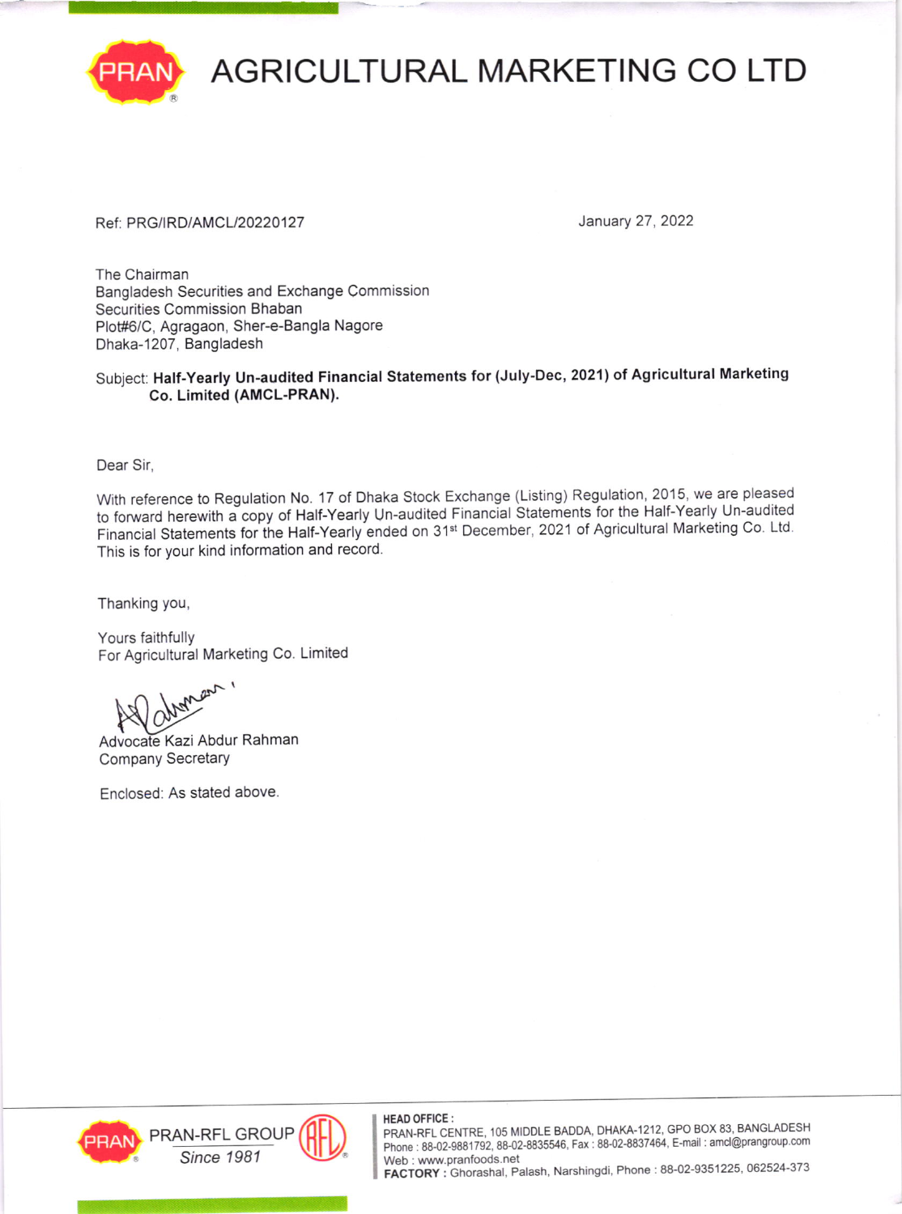# AGRICULTURAL MARKETING CO LTD

Ref: PRG/IRD/AMCL/20220127

January 27, 2022

The Chairman
Bangladesh Securities and Exchange Commission
Securities Commission Bhaban
Plot#6/C, Agragaon, Sher-e-Bangla Nagore
Dhaka-1207, Bangladesh

Subject: **Half-Yearly Un-audited Financial Statements for (July-Dec, 2021) of Agricultural Marketing Co. Limited (AMCL-PRAN).**

Dear Sir,

With reference to Regulation No. 17 of Dhaka Stock Exchange (Listing) Regulation, 2015, we are pleased to forward herewith a copy of Half-Yearly Un-audited Financial Statements for the Half-Yearly Un-audited Financial Statements for the Half-Yearly ended on 31st December, 2021 of Agricultural Marketing Co. Ltd. This is for your kind information and record.

Thanking you,

Yours faithfully
For Agricultural Marketing Co. Limited

Advocate Kazi Abdur Rahman
Company Secretary

Enclosed: As stated above.

PRAN-RFL GROUP
Since 1981

**HEAD OFFICE :**
PRAN-RFL CENTRE, 105 MIDDLE BADDA, DHAKA-1212, GPO BOX 83, BANGLADESH
Phone : 88-02-9881792, 88-02-8835546, Fax : 88-02-8837464, E-mail : amcl@prangroup.com
Web : www.pranfoods.net
**FACTORY :** Ghorashal, Palash, Narshingdi, Phone : 88-02-9351225, 062524-373